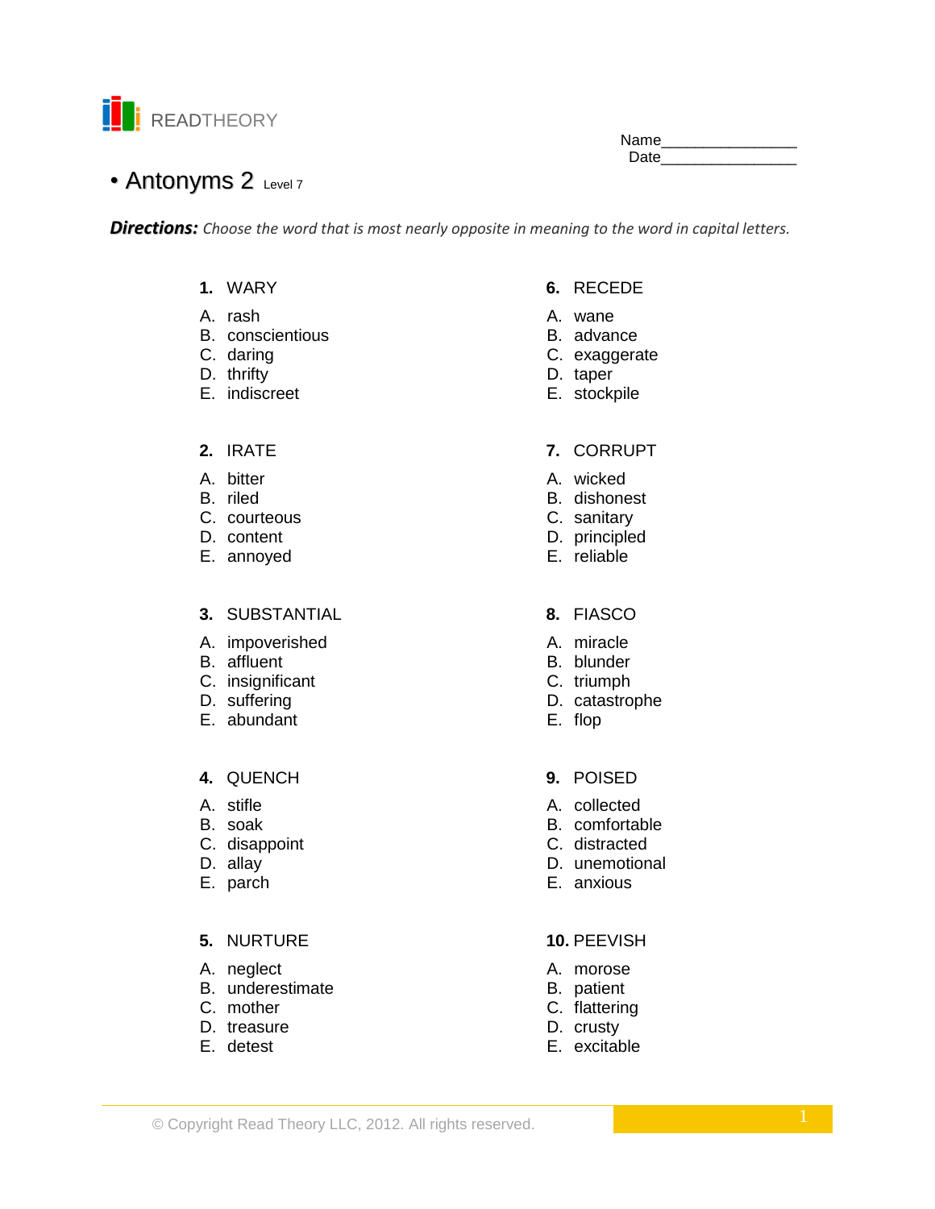READTHEORY

Name________________
Date________________

# • Antonyms 2 Level 7

***Directions:*** *Choose the word that is most nearly opposite in meaning to the word in capital letters.*

**1.** WARY

A. rash
B. conscientious
C. daring
D. thrifty
E. indiscreet

**2.** IRATE

A. bitter
B. riled
C. courteous
D. content
E. annoyed

**3.** SUBSTANTIAL

A. impoverished
B. affluent
C. insignificant
D. suffering
E. abundant

**4.** QUENCH

A. stifle
B. soak
C. disappoint
D. allay
E. parch

**5.** NURTURE

A. neglect
B. underestimate
C. mother
D. treasure
E. detest

**6.** RECEDE

A. wane
B. advance
C. exaggerate
D. taper
E. stockpile

**7.** CORRUPT

A. wicked
B. dishonest
C. sanitary
D. principled
E. reliable

**8.** FIASCO

A. miracle
B. blunder
C. triumph
D. catastrophe
E. flop

**9.** POISED

A. collected
B. comfortable
C. distracted
D. unemotional
E. anxious

**10.** PEEVISH

A. morose
B. patient
C. flattering
D. crusty
E. excitable

© Copyright Read Theory LLC, 2012. All rights reserved.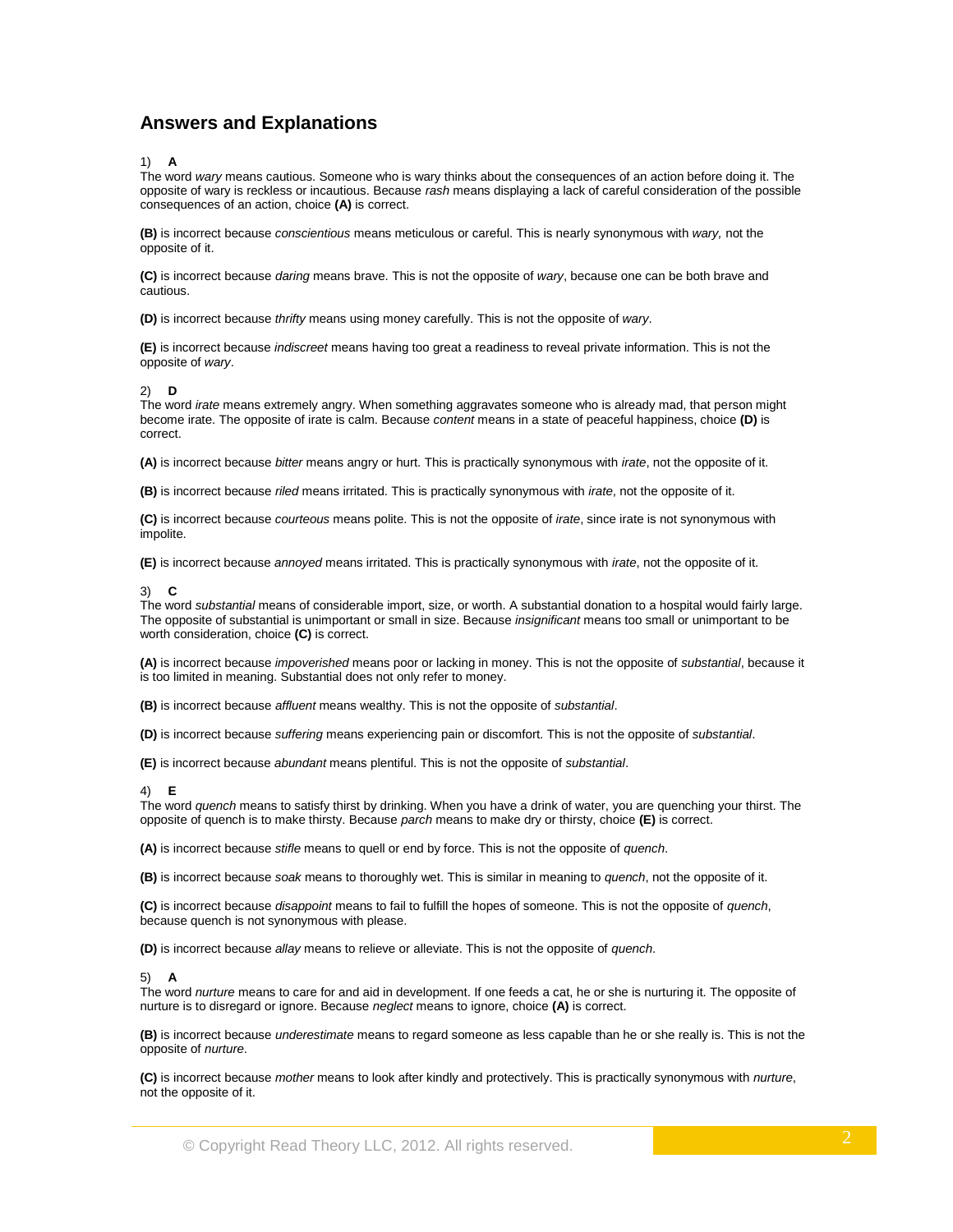## Answers and Explanations

1) **A**
The word *wary* means cautious. Someone who is wary thinks about the consequences of an action before doing it. The opposite of wary is reckless or incautious. Because *rash* means displaying a lack of careful consideration of the possible consequences of an action, choice **(A)** is correct.

**(B)** is incorrect because *conscientious* means meticulous or careful. This is nearly synonymous with *wary,* not the opposite of it.

**(C)** is incorrect because *daring* means brave. This is not the opposite of *wary*, because one can be both brave and cautious.

**(D)** is incorrect because *thrifty* means using money carefully. This is not the opposite of *wary*.

**(E)** is incorrect because *indiscreet* means having too great a readiness to reveal private information. This is not the opposite of *wary*.

2) **D**
The word *irate* means extremely angry. When something aggravates someone who is already mad, that person might become irate. The opposite of irate is calm. Because *content* means in a state of peaceful happiness, choice **(D)** is correct.

**(A)** is incorrect because *bitter* means angry or hurt. This is practically synonymous with *irate*, not the opposite of it.

**(B)** is incorrect because *riled* means irritated. This is practically synonymous with *irate*, not the opposite of it.

**(C)** is incorrect because *courteous* means polite. This is not the opposite of *irate*, since irate is not synonymous with impolite.

**(E)** is incorrect because *annoyed* means irritated. This is practically synonymous with *irate*, not the opposite of it.

3) **C**
The word *substantial* means of considerable import, size, or worth. A substantial donation to a hospital would fairly large. The opposite of substantial is unimportant or small in size. Because *insignificant* means too small or unimportant to be worth consideration, choice **(C)** is correct.

**(A)** is incorrect because *impoverished* means poor or lacking in money. This is not the opposite of *substantial*, because it is too limited in meaning. Substantial does not only refer to money.

**(B)** is incorrect because *affluent* means wealthy. This is not the opposite of *substantial*.

**(D)** is incorrect because *suffering* means experiencing pain or discomfort. This is not the opposite of *substantial*.

**(E)** is incorrect because *abundant* means plentiful. This is not the opposite of *substantial*.

4) **E**
The word *quench* means to satisfy thirst by drinking. When you have a drink of water, you are quenching your thirst. The opposite of quench is to make thirsty. Because *parch* means to make dry or thirsty, choice **(E)** is correct.

**(A)** is incorrect because *stifle* means to quell or end by force. This is not the opposite of *quench*.

**(B)** is incorrect because *soak* means to thoroughly wet. This is similar in meaning to *quench*, not the opposite of it.

**(C)** is incorrect because *disappoint* means to fail to fulfill the hopes of someone. This is not the opposite of *quench*, because quench is not synonymous with please.

**(D)** is incorrect because *allay* means to relieve or alleviate. This is not the opposite of *quench*.

5) **A**
The word *nurture* means to care for and aid in development. If one feeds a cat, he or she is nurturing it. The opposite of nurture is to disregard or ignore. Because *neglect* means to ignore, choice **(A)** is correct.

**(B)** is incorrect because *underestimate* means to regard someone as less capable than he or she really is. This is not the opposite of *nurture*.

**(C)** is incorrect because *mother* means to look after kindly and protectively. This is practically synonymous with *nurture*, not the opposite of it.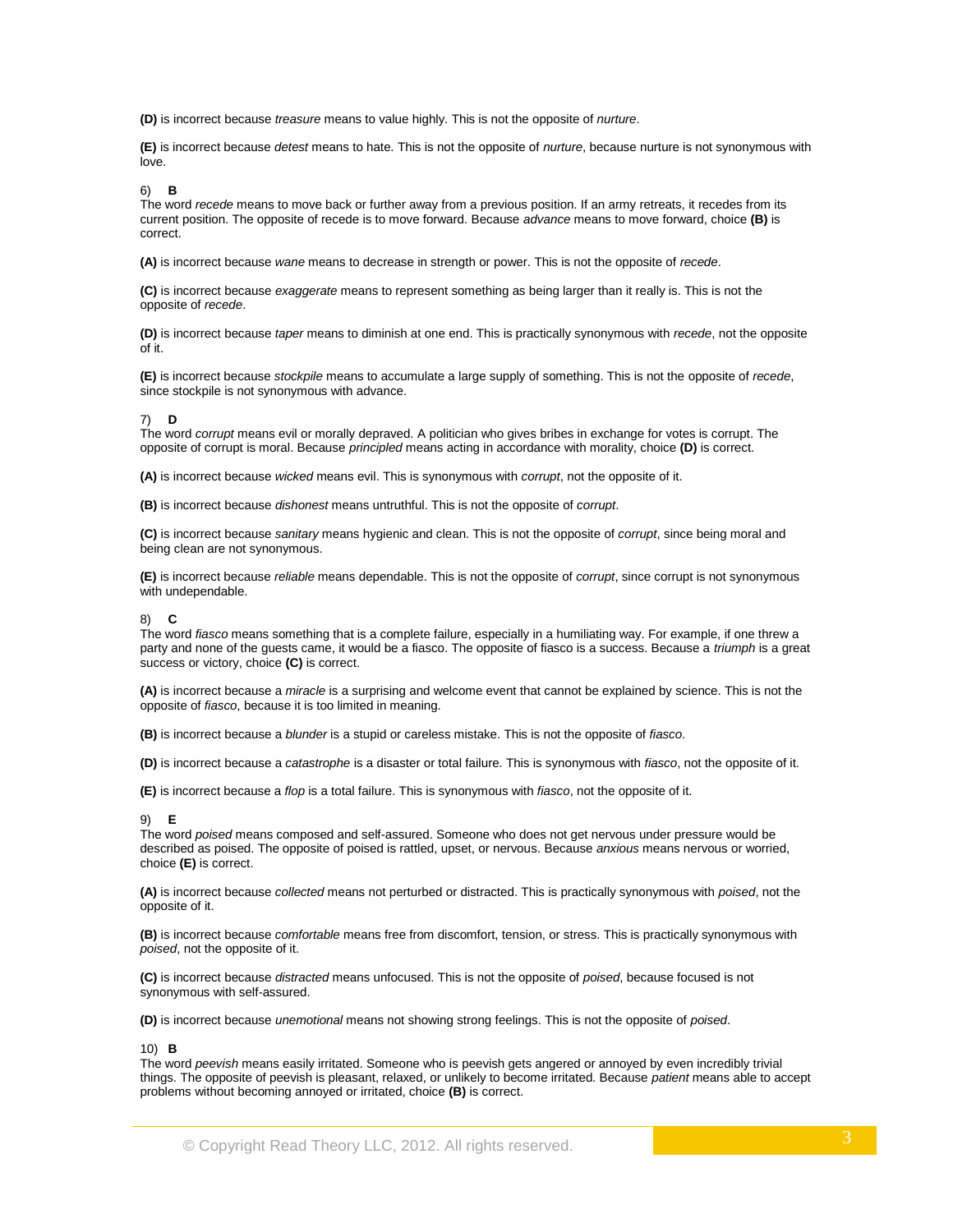**(D)** is incorrect because *treasure* means to value highly. This is not the opposite of *nurture*.

**(E)** is incorrect because *detest* means to hate. This is not the opposite of *nurture*, because nurture is not synonymous with love.

6) **B**
The word *recede* means to move back or further away from a previous position. If an army retreats, it recedes from its current position. The opposite of recede is to move forward. Because *advance* means to move forward, choice **(B)** is correct.

**(A)** is incorrect because *wane* means to decrease in strength or power. This is not the opposite of *recede*.

**(C)** is incorrect because *exaggerate* means to represent something as being larger than it really is. This is not the opposite of *recede*.

**(D)** is incorrect because *taper* means to diminish at one end. This is practically synonymous with *recede*, not the opposite of it.

**(E)** is incorrect because *stockpile* means to accumulate a large supply of something. This is not the opposite of *recede*, since stockpile is not synonymous with advance.

7) **D**
The word *corrupt* means evil or morally depraved. A politician who gives bribes in exchange for votes is corrupt. The opposite of corrupt is moral. Because *principled* means acting in accordance with morality, choice **(D)** is correct.

**(A)** is incorrect because *wicked* means evil. This is synonymous with *corrupt*, not the opposite of it.

**(B)** is incorrect because *dishonest* means untruthful. This is not the opposite of *corrupt*.

**(C)** is incorrect because *sanitary* means hygienic and clean. This is not the opposite of *corrupt*, since being moral and being clean are not synonymous.

**(E)** is incorrect because *reliable* means dependable. This is not the opposite of *corrupt*, since corrupt is not synonymous with undependable.

8) **C**
The word *fiasco* means something that is a complete failure, especially in a humiliating way. For example, if one threw a party and none of the guests came, it would be a fiasco. The opposite of fiasco is a success. Because a *triumph* is a great success or victory, choice **(C)** is correct.

**(A)** is incorrect because a *miracle* is a surprising and welcome event that cannot be explained by science. This is not the opposite of *fiasco*, because it is too limited in meaning.

**(B)** is incorrect because a *blunder* is a stupid or careless mistake. This is not the opposite of *fiasco*.

**(D)** is incorrect because a *catastrophe* is a disaster or total failure. This is synonymous with *fiasco*, not the opposite of it.

**(E)** is incorrect because a *flop* is a total failure. This is synonymous with *fiasco*, not the opposite of it.

9) **E**
The word *poised* means composed and self-assured. Someone who does not get nervous under pressure would be described as poised. The opposite of poised is rattled, upset, or nervous. Because *anxious* means nervous or worried, choice **(E)** is correct.

**(A)** is incorrect because *collected* means not perturbed or distracted. This is practically synonymous with *poised*, not the opposite of it.

**(B)** is incorrect because *comfortable* means free from discomfort, tension, or stress. This is practically synonymous with *poised*, not the opposite of it.

**(C)** is incorrect because *distracted* means unfocused. This is not the opposite of *poised*, because focused is not synonymous with self-assured.

**(D)** is incorrect because *unemotional* means not showing strong feelings. This is not the opposite of *poised*.

10) **B**
The word *peevish* means easily irritated. Someone who is peevish gets angered or annoyed by even incredibly trivial things. The opposite of peevish is pleasant, relaxed, or unlikely to become irritated. Because *patient* means able to accept problems without becoming annoyed or irritated, choice **(B)** is correct.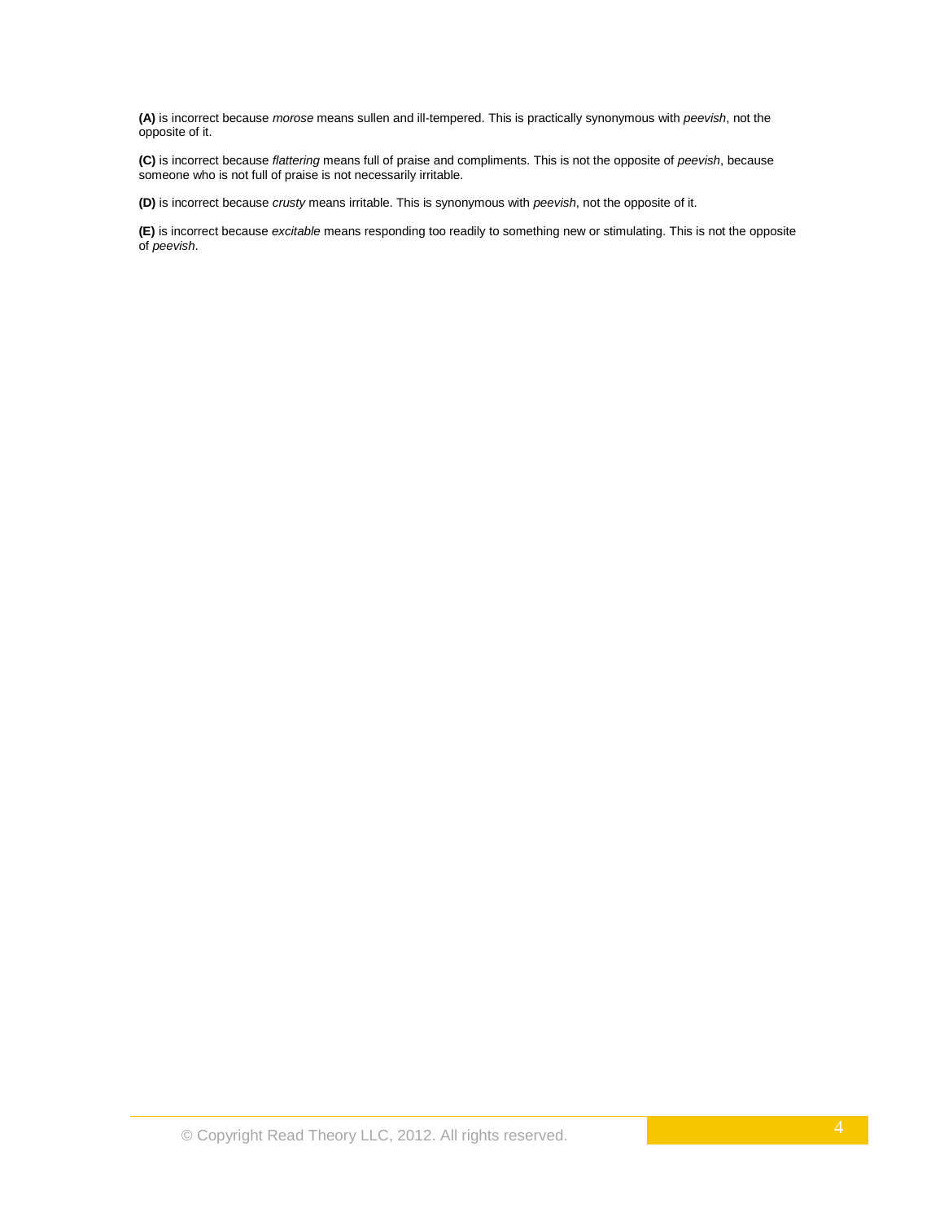**(A)** is incorrect because *morose* means sullen and ill-tempered. This is practically synonymous with *peevish*, not the opposite of it.

**(C)** is incorrect because *flattering* means full of praise and compliments. This is not the opposite of *peevish*, because someone who is not full of praise is not necessarily irritable.

**(D)** is incorrect because *crusty* means irritable. This is synonymous with *peevish*, not the opposite of it.

**(E)** is incorrect because *excitable* means responding too readily to something new or stimulating. This is not the opposite of *peevish*.